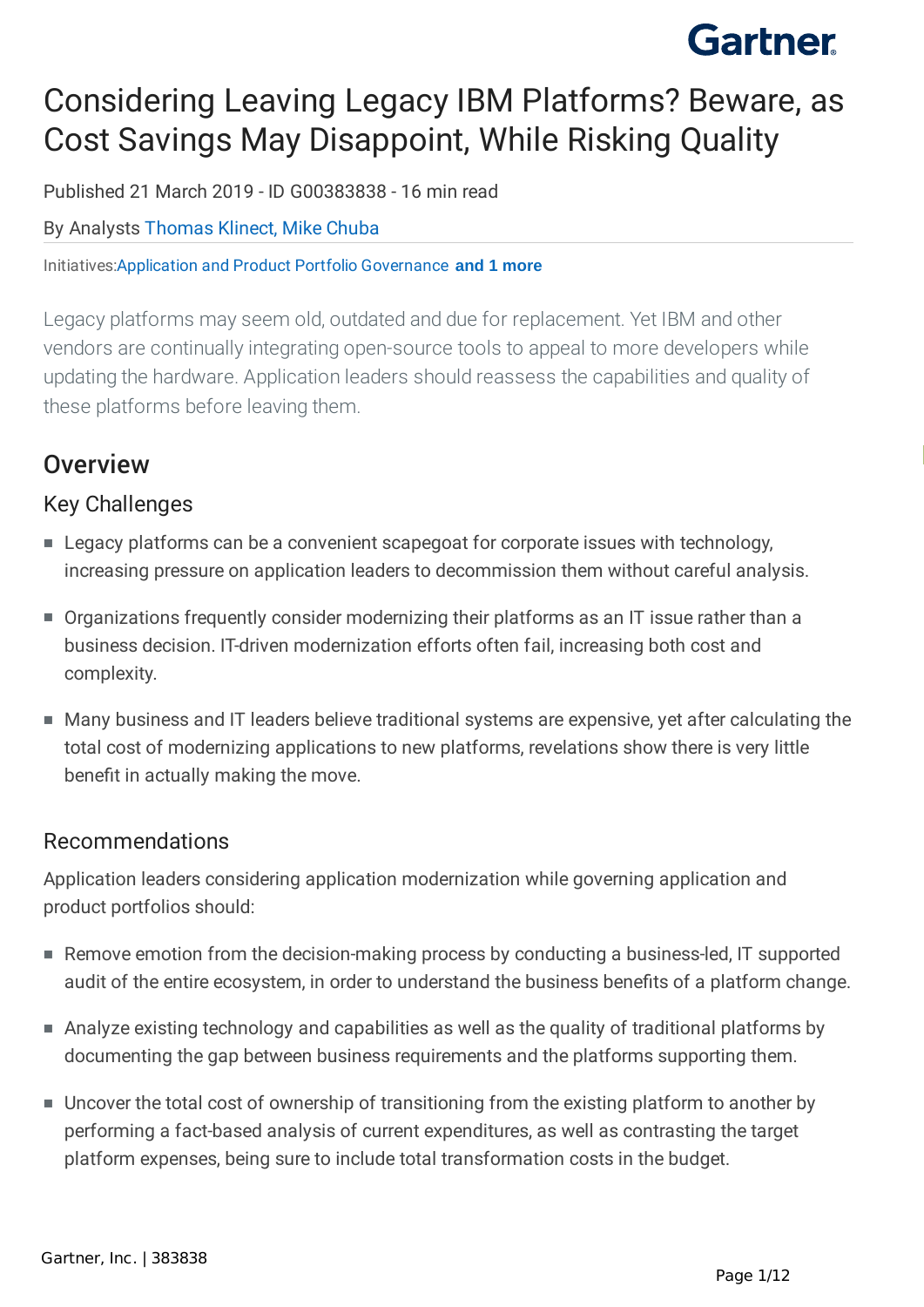# Considering Leaving Legacy IBM Platforms? Beware, as Cost Savings May Disappoint, While Risking Quality

Published 21 March 2019 - ID G00383838 - 16 min read

By Analysts Thomas Klinect, Mike Chuba

Initiatives: Application and Product Portfolio Governance **and 1 more**

Legacy platforms may seem old, outdated and due for replacement. Yet IBM and other vendors are continually integrating open-source tools to appeal to more developers while updating the hardware. Application leaders should reassess the capabilities and quality of these platforms before leaving them.

## Overview

### Key Challenges

- Legacy platforms can be a convenient scapegoat for corporate issues with technology, increasing pressure on application leaders to decommission them without careful analysis.
- Organizations frequently consider modernizing their platforms as an IT issue rather than a business decision. IT-driven modernization efforts often fail, increasing both cost and complexity.
- Many business and IT leaders believe traditional systems are expensive, yet after calculating the total cost of modernizing applications to new platforms, revelations show there is very little benefit in actually making the move.

### Recommendations

Application leaders considering application modernization while governing application and product portfolios should:

- Remove emotion from the decision-making process by conducting a business-led, IT supported audit of the entire ecosystem, in order to understand the business benefits of a platform change.
- Analyze existing technology and capabilities as well as the quality of traditional platforms by documenting the gap between business requirements and the platforms supporting them.
- Uncover the total cost of ownership of transitioning from the existing platform to another by performing a fact-based analysis of current expenditures, as well as contrasting the target platform expenses, being sure to include total transformation costs in the budget.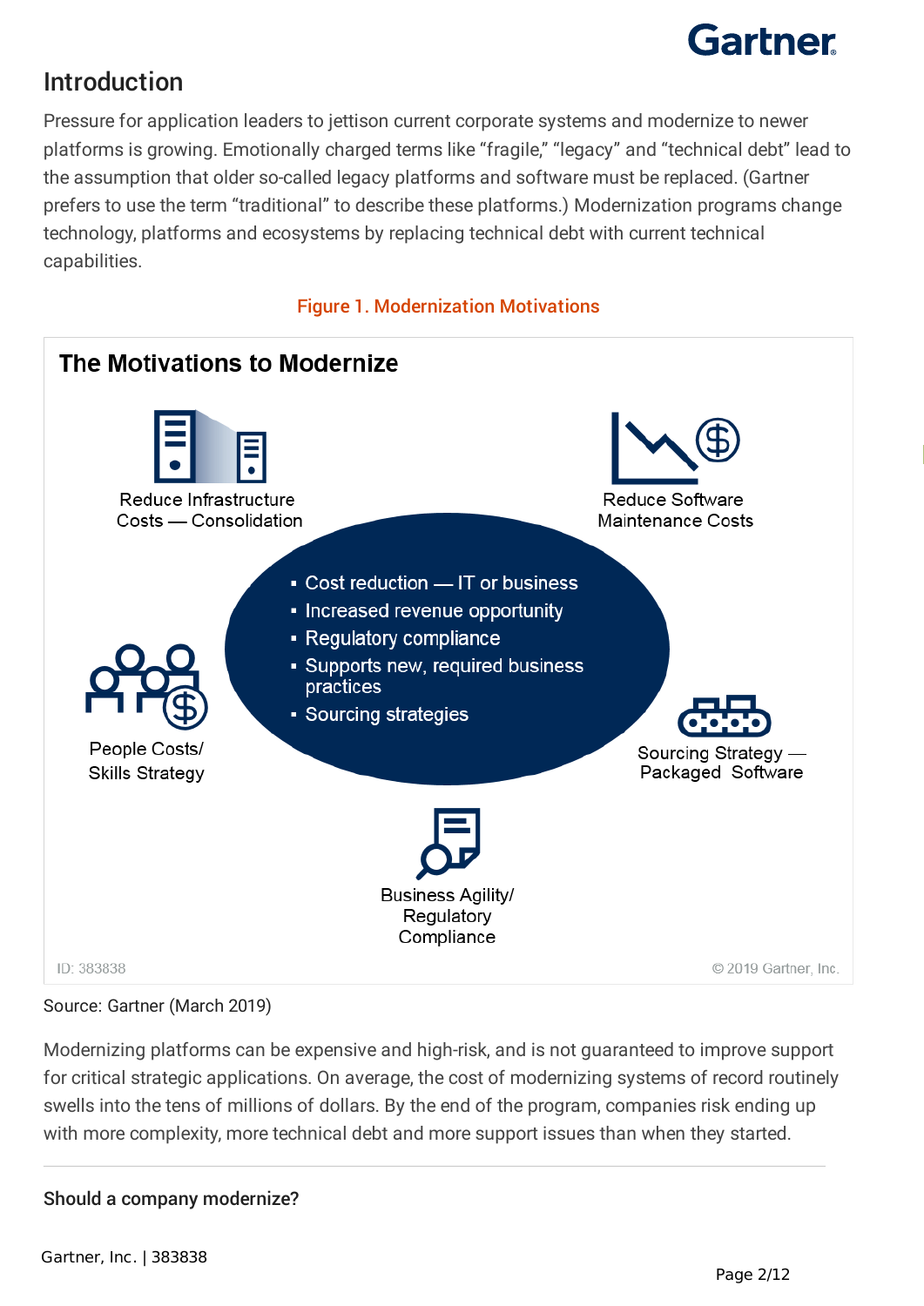## Introduction

Pressure for application leaders to jettison current corporate systems and modernize to newer platforms is growing. Emotionally charged terms like “fragile,” “legacy” and “technical debt” lead to the assumption that older so-called legacy platforms and software must be replaced. (Gartner prefers to use the term “traditional” to describe these platforms.) Modernization programs change technology, platforms and ecosystems by replacing technical debt with current technical capabilities.

Figure 1. Modernization Motivations

**The Motivations to Modernize**

- Reduce Infrastructure Costs — Consolidation
- Reduce Software Maintenance Costs
- People Costs/ Skills Strategy
- Sourcing Strategy — Packaged Software
- Business Agility/ Regulatory Compliance

- Cost reduction — IT or business
- Increased revenue opportunity
- Regulatory compliance
- Supports new, required business practices
- Sourcing strategies

ID: 383838 © 2019 Gartner, Inc.

Source: Gartner (March 2019)

Modernizing platforms can be expensive and high-risk, and is not guaranteed to improve support for critical strategic applications. On average, the cost of modernizing systems of record routinely swells into the tens of millions of dollars. By the end of the program, companies risk ending up with more complexity, more technical debt and more support issues than when they started.

---

**Should a company modernize?**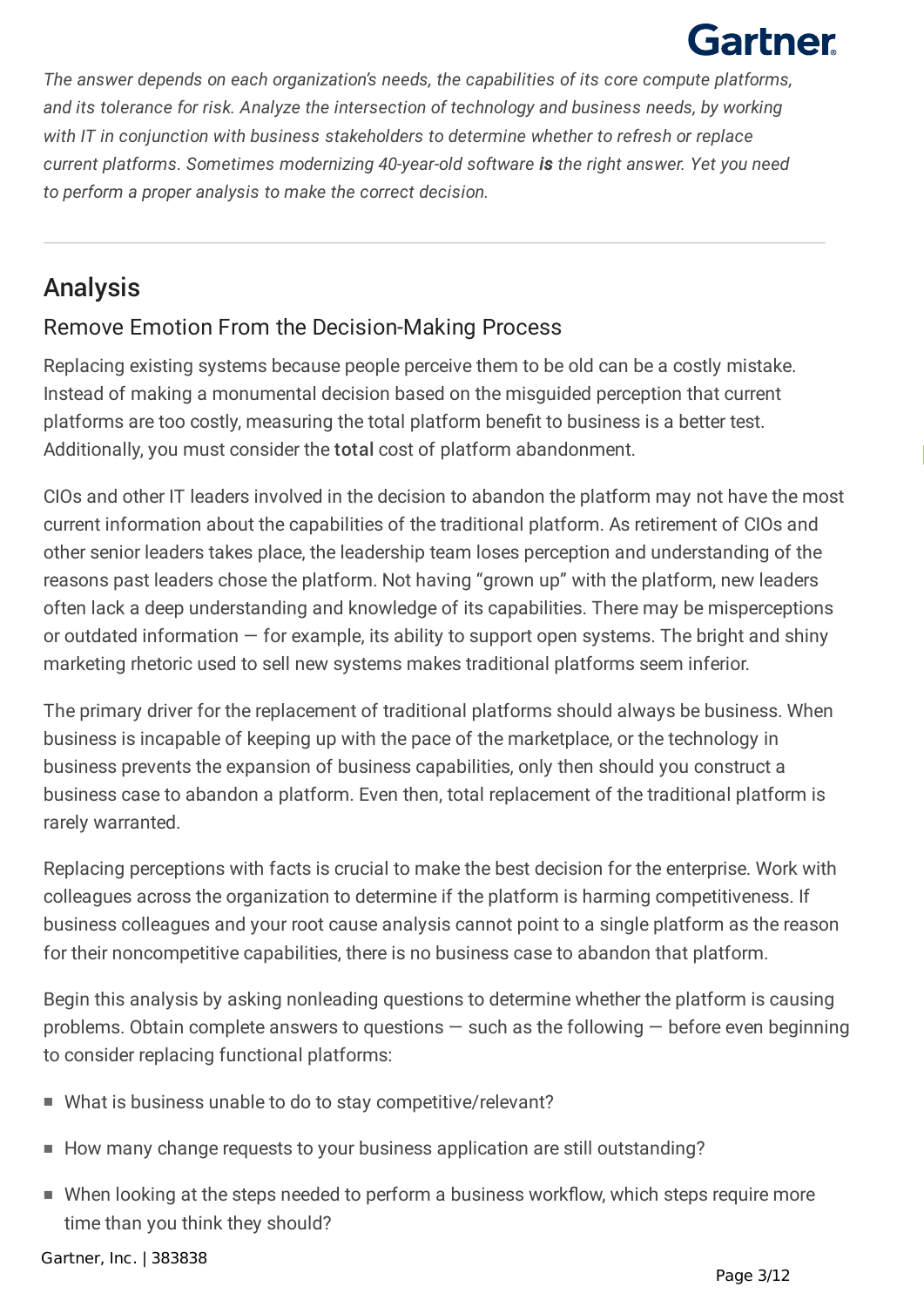*The answer depends on each organization's needs, the capabilities of its core compute platforms, and its tolerance for risk. Analyze the intersection of technology and business needs, by working with IT in conjunction with business stakeholders to determine whether to refresh or replace current platforms. Sometimes modernizing 40-year-old software **is** the right answer. Yet you need to perform a proper analysis to make the correct decision.*

---

## Analysis

### Remove Emotion From the Decision-Making Process

Replacing existing systems because people perceive them to be old can be a costly mistake. Instead of making a monumental decision based on the misguided perception that current platforms are too costly, measuring the total platform benefit to business is a better test. Additionally, you must consider the **total** cost of platform abandonment.

CIOs and other IT leaders involved in the decision to abandon the platform may not have the most current information about the capabilities of the traditional platform. As retirement of CIOs and other senior leaders takes place, the leadership team loses perception and understanding of the reasons past leaders chose the platform. Not having "grown up" with the platform, new leaders often lack a deep understanding and knowledge of its capabilities. There may be misperceptions or outdated information — for example, its ability to support open systems. The bright and shiny marketing rhetoric used to sell new systems makes traditional platforms seem inferior.

The primary driver for the replacement of traditional platforms should always be business. When business is incapable of keeping up with the pace of the marketplace, or the technology in business prevents the expansion of business capabilities, only then should you construct a business case to abandon a platform. Even then, total replacement of the traditional platform is rarely warranted.

Replacing perceptions with facts is crucial to make the best decision for the enterprise. Work with colleagues across the organization to determine if the platform is harming competitiveness. If business colleagues and your root cause analysis cannot point to a single platform as the reason for their noncompetitive capabilities, there is no business case to abandon that platform.

Begin this analysis by asking nonleading questions to determine whether the platform is causing problems. Obtain complete answers to questions — such as the following — before even beginning to consider replacing functional platforms:

- What is business unable to do to stay competitive/relevant?
- How many change requests to your business application are still outstanding?
- When looking at the steps needed to perform a business workflow, which steps require more time than you think they should?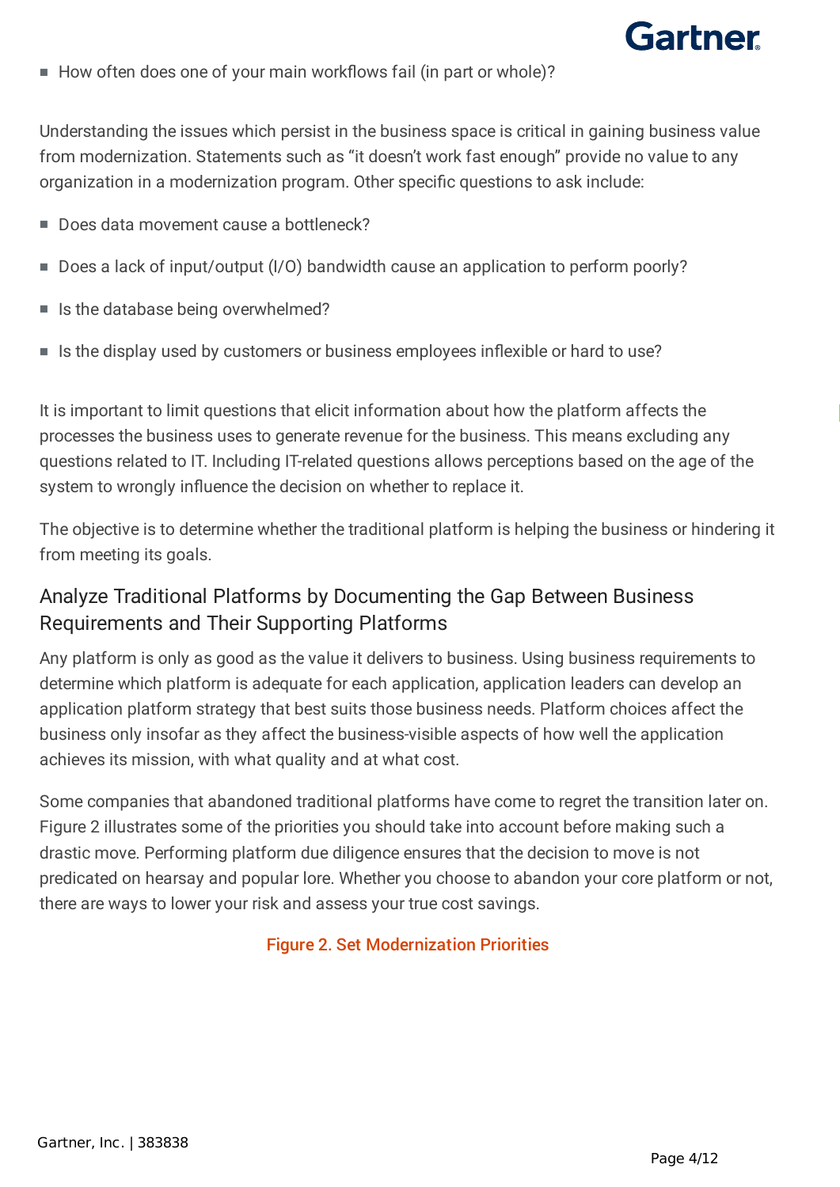- How often does one of your main workflows fail (in part or whole)?

Understanding the issues which persist in the business space is critical in gaining business value from modernization. Statements such as "it doesn't work fast enough" provide no value to any organization in a modernization program. Other specific questions to ask include:

- Does data movement cause a bottleneck?
- Does a lack of input/output (I/O) bandwidth cause an application to perform poorly?
- Is the database being overwhelmed?
- Is the display used by customers or business employees inflexible or hard to use?

It is important to limit questions that elicit information about how the platform affects the processes the business uses to generate revenue for the business. This means excluding any questions related to IT. Including IT-related questions allows perceptions based on the age of the system to wrongly influence the decision on whether to replace it.

The objective is to determine whether the traditional platform is helping the business or hindering it from meeting its goals.

## Analyze Traditional Platforms by Documenting the Gap Between Business Requirements and Their Supporting Platforms

Any platform is only as good as the value it delivers to business. Using business requirements to determine which platform is adequate for each application, application leaders can develop an application platform strategy that best suits those business needs. Platform choices affect the business only insofar as they affect the business-visible aspects of how well the application achieves its mission, with what quality and at what cost.

Some companies that abandoned traditional platforms have come to regret the transition later on. Figure 2 illustrates some of the priorities you should take into account before making such a drastic move. Performing platform due diligence ensures that the decision to move is not predicated on hearsay and popular lore. Whether you choose to abandon your core platform or not, there are ways to lower your risk and assess your true cost savings.

Figure 2. Set Modernization Priorities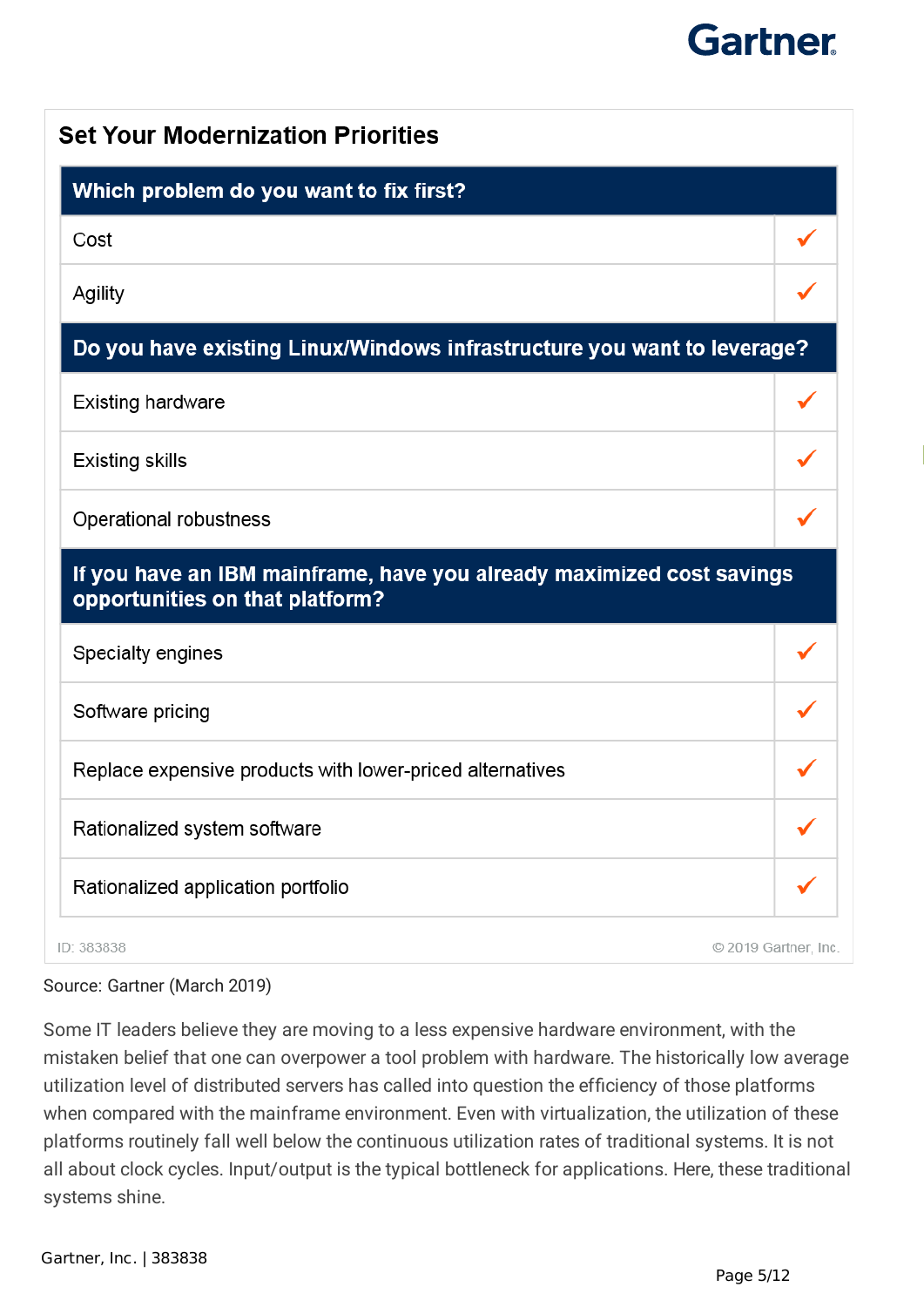**Set Your Modernization Priorities**

| Which problem do you want to fix first? | |
|---|---|
| Cost | ✓ |
| Agility | ✓ |
| **Do you have existing Linux/Windows infrastructure you want to leverage?** | |
| Existing hardware | ✓ |
| Existing skills | ✓ |
| Operational robustness | ✓ |
| **If you have an IBM mainframe, have you already maximized cost savings opportunities on that platform?** | |
| Specialty engines | ✓ |
| Software pricing | ✓ |
| Replace expensive products with lower-priced alternatives | ✓ |
| Rationalized system software | ✓ |
| Rationalized application portfolio | ✓ |

ID: 383838 © 2019 Gartner, Inc.

Source: Gartner (March 2019)

Some IT leaders believe they are moving to a less expensive hardware environment, with the mistaken belief that one can overpower a tool problem with hardware. The historically low average utilization level of distributed servers has called into question the efficiency of those platforms when compared with the mainframe environment. Even with virtualization, the utilization of these platforms routinely fall well below the continuous utilization rates of traditional systems. It is not all about clock cycles. Input/output is the typical bottleneck for applications. Here, these traditional systems shine.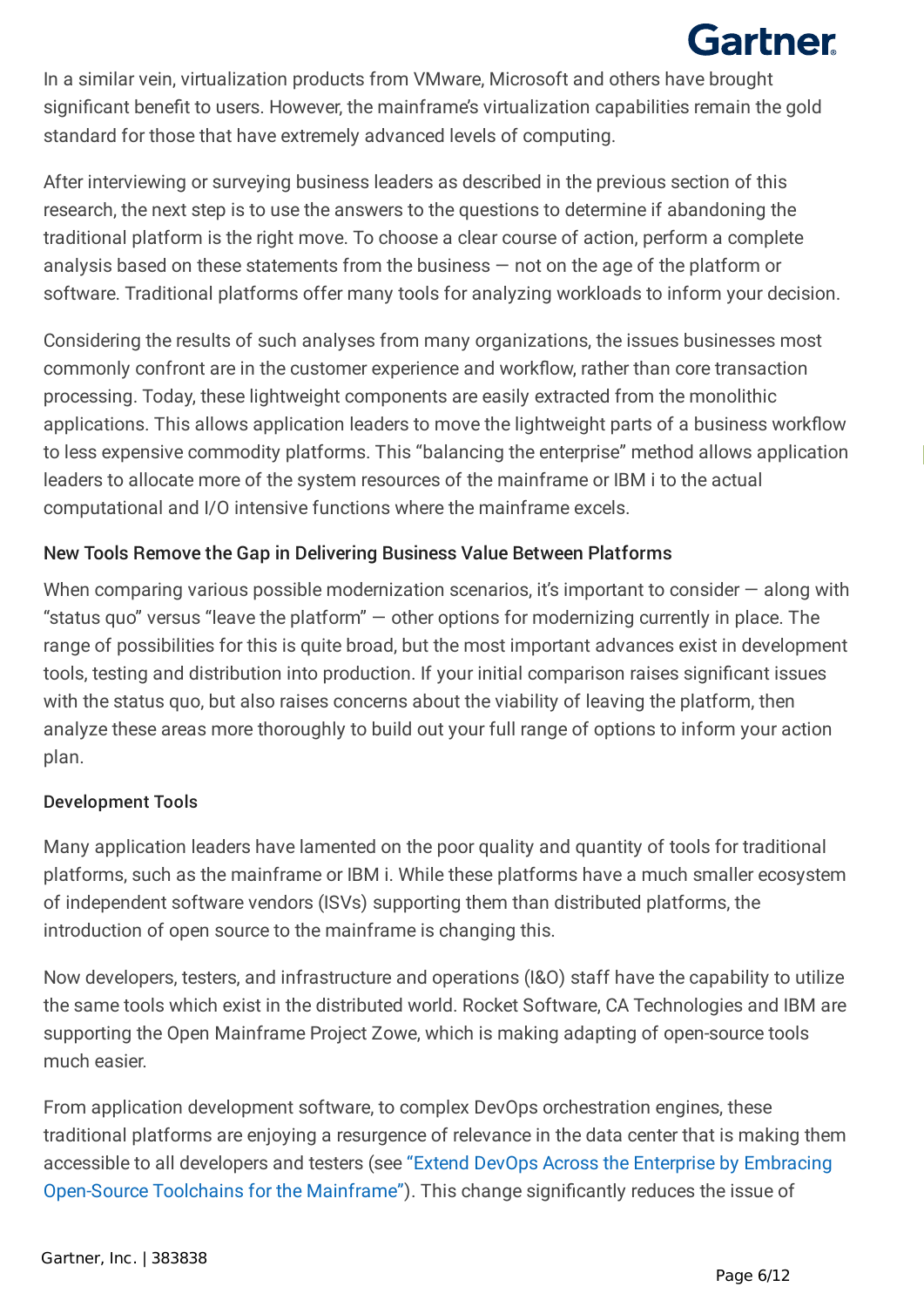In a similar vein, virtualization products from VMware, Microsoft and others have brought significant benefit to users. However, the mainframe's virtualization capabilities remain the gold standard for those that have extremely advanced levels of computing.

After interviewing or surveying business leaders as described in the previous section of this research, the next step is to use the answers to the questions to determine if abandoning the traditional platform is the right move. To choose a clear course of action, perform a complete analysis based on these statements from the business — not on the age of the platform or software. Traditional platforms offer many tools for analyzing workloads to inform your decision.

Considering the results of such analyses from many organizations, the issues businesses most commonly confront are in the customer experience and workflow, rather than core transaction processing. Today, these lightweight components are easily extracted from the monolithic applications. This allows application leaders to move the lightweight parts of a business workflow to less expensive commodity platforms. This "balancing the enterprise" method allows application leaders to allocate more of the system resources of the mainframe or IBM i to the actual computational and I/O intensive functions where the mainframe excels.

### New Tools Remove the Gap in Delivering Business Value Between Platforms

When comparing various possible modernization scenarios, it's important to consider — along with "status quo" versus "leave the platform" — other options for modernizing currently in place. The range of possibilities for this is quite broad, but the most important advances exist in development tools, testing and distribution into production. If your initial comparison raises significant issues with the status quo, but also raises concerns about the viability of leaving the platform, then analyze these areas more thoroughly to build out your full range of options to inform your action plan.

#### Development Tools

Many application leaders have lamented on the poor quality and quantity of tools for traditional platforms, such as the mainframe or IBM i. While these platforms have a much smaller ecosystem of independent software vendors (ISVs) supporting them than distributed platforms, the introduction of open source to the mainframe is changing this.

Now developers, testers, and infrastructure and operations (I&O) staff have the capability to utilize the same tools which exist in the distributed world. Rocket Software, CA Technologies and IBM are supporting the Open Mainframe Project Zowe, which is making adapting of open-source tools much easier.

From application development software, to complex DevOps orchestration engines, these traditional platforms are enjoying a resurgence of relevance in the data center that is making them accessible to all developers and testers (see "Extend DevOps Across the Enterprise by Embracing Open-Source Toolchains for the Mainframe"). This change significantly reduces the issue of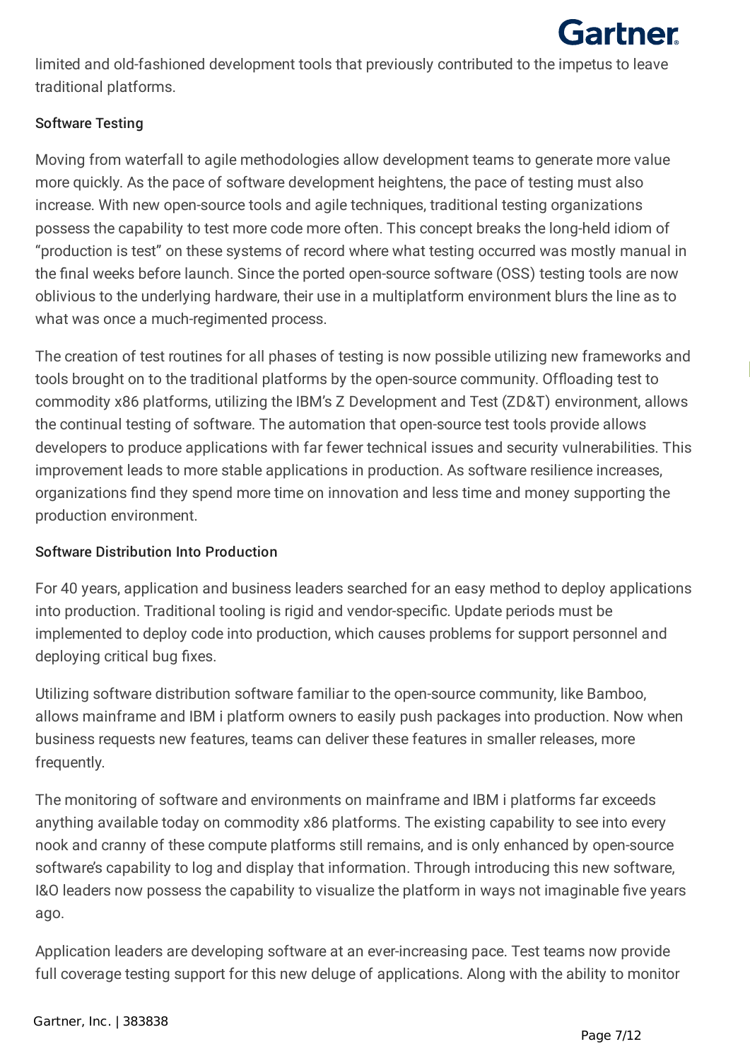limited and old-fashioned development tools that previously contributed to the impetus to leave traditional platforms.

### Software Testing

Moving from waterfall to agile methodologies allow development teams to generate more value more quickly. As the pace of software development heightens, the pace of testing must also increase. With new open-source tools and agile techniques, traditional testing organizations possess the capability to test more code more often. This concept breaks the long-held idiom of "production is test" on these systems of record where what testing occurred was mostly manual in the final weeks before launch. Since the ported open-source software (OSS) testing tools are now oblivious to the underlying hardware, their use in a multiplatform environment blurs the line as to what was once a much-regimented process.

The creation of test routines for all phases of testing is now possible utilizing new frameworks and tools brought on to the traditional platforms by the open-source community. Offloading test to commodity x86 platforms, utilizing the IBM's Z Development and Test (ZD&T) environment, allows the continual testing of software. The automation that open-source test tools provide allows developers to produce applications with far fewer technical issues and security vulnerabilities. This improvement leads to more stable applications in production. As software resilience increases, organizations find they spend more time on innovation and less time and money supporting the production environment.

### Software Distribution Into Production

For 40 years, application and business leaders searched for an easy method to deploy applications into production. Traditional tooling is rigid and vendor-specific. Update periods must be implemented to deploy code into production, which causes problems for support personnel and deploying critical bug fixes.

Utilizing software distribution software familiar to the open-source community, like Bamboo, allows mainframe and IBM i platform owners to easily push packages into production. Now when business requests new features, teams can deliver these features in smaller releases, more frequently.

The monitoring of software and environments on mainframe and IBM i platforms far exceeds anything available today on commodity x86 platforms. The existing capability to see into every nook and cranny of these compute platforms still remains, and is only enhanced by open-source software's capability to log and display that information. Through introducing this new software, I&O leaders now possess the capability to visualize the platform in ways not imaginable five years ago.

Application leaders are developing software at an ever-increasing pace. Test teams now provide full coverage testing support for this new deluge of applications. Along with the ability to monitor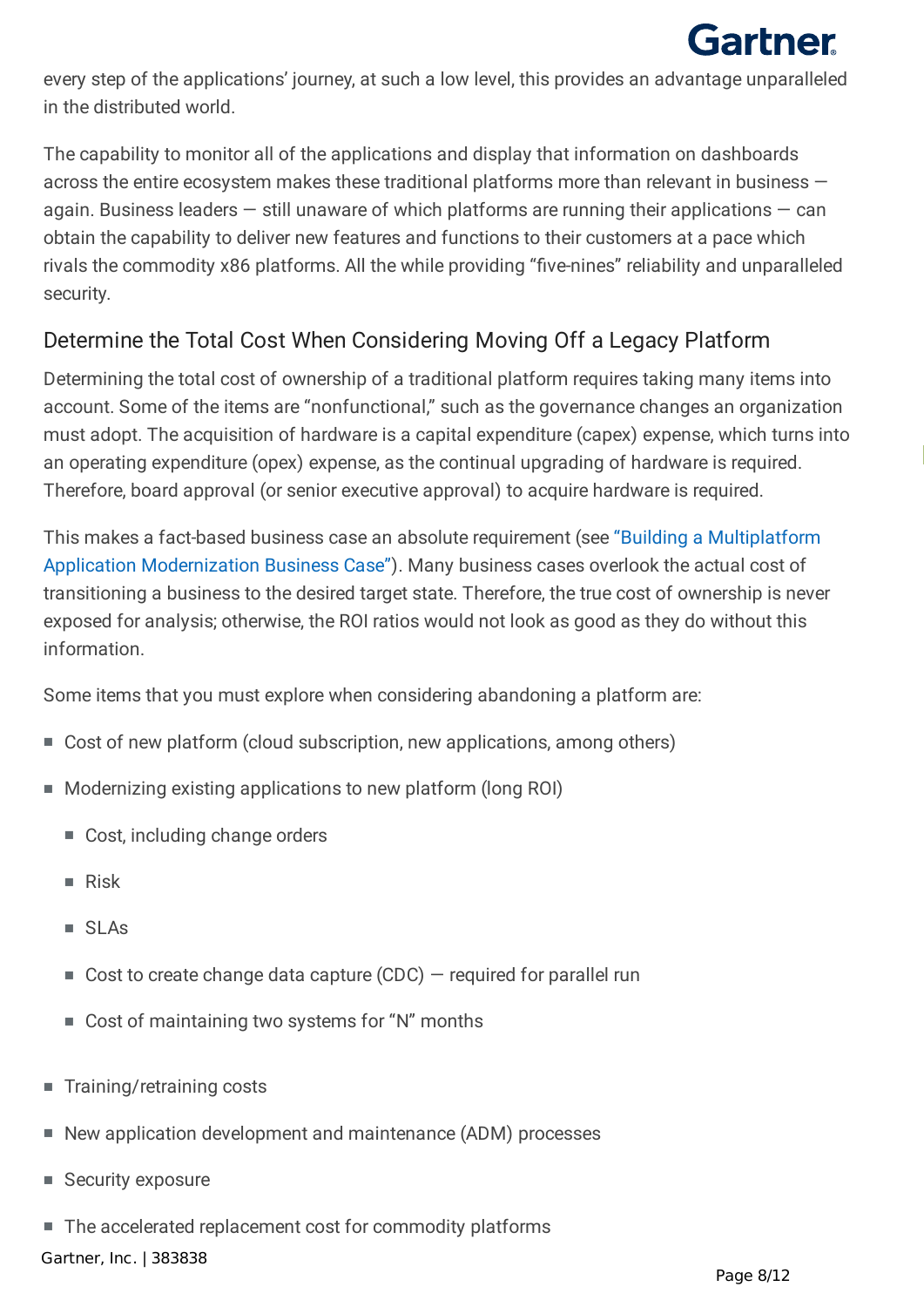every step of the applications' journey, at such a low level, this provides an advantage unparalleled in the distributed world.

The capability to monitor all of the applications and display that information on dashboards across the entire ecosystem makes these traditional platforms more than relevant in business — again. Business leaders — still unaware of which platforms are running their applications — can obtain the capability to deliver new features and functions to their customers at a pace which rivals the commodity x86 platforms. All the while providing "five-nines" reliability and unparalleled security.

## Determine the Total Cost When Considering Moving Off a Legacy Platform

Determining the total cost of ownership of a traditional platform requires taking many items into account. Some of the items are "nonfunctional," such as the governance changes an organization must adopt. The acquisition of hardware is a capital expenditure (capex) expense, which turns into an operating expenditure (opex) expense, as the continual upgrading of hardware is required. Therefore, board approval (or senior executive approval) to acquire hardware is required.

This makes a fact-based business case an absolute requirement (see "Building a Multiplatform Application Modernization Business Case"). Many business cases overlook the actual cost of transitioning a business to the desired target state. Therefore, the true cost of ownership is never exposed for analysis; otherwise, the ROI ratios would not look as good as they do without this information.

Some items that you must explore when considering abandoning a platform are:

- Cost of new platform (cloud subscription, new applications, among others)
- Modernizing existing applications to new platform (long ROI)
  - Cost, including change orders
  - Risk
  - SLAs
  - Cost to create change data capture (CDC) — required for parallel run
  - Cost of maintaining two systems for "N" months
- Training/retraining costs
- New application development and maintenance (ADM) processes
- Security exposure
- The accelerated replacement cost for commodity platforms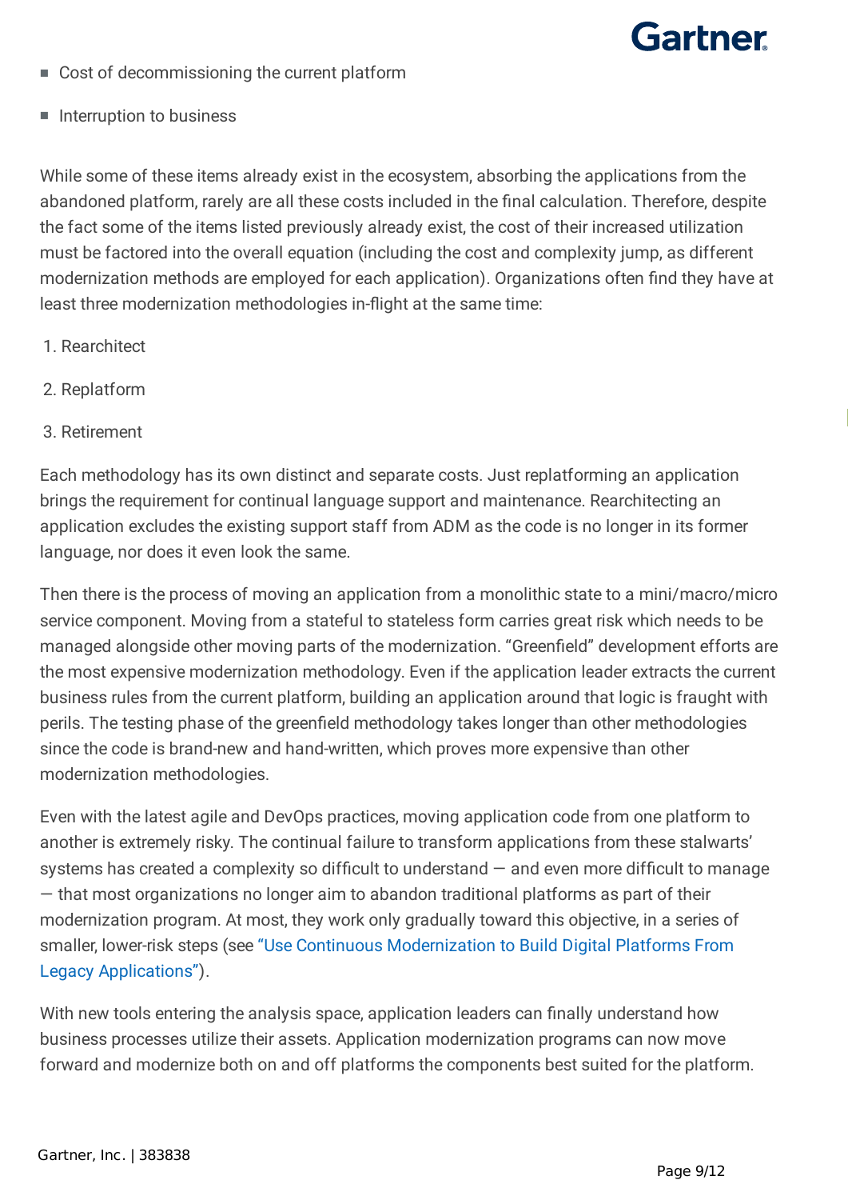- Cost of decommissioning the current platform
- Interruption to business

While some of these items already exist in the ecosystem, absorbing the applications from the abandoned platform, rarely are all these costs included in the final calculation. Therefore, despite the fact some of the items listed previously already exist, the cost of their increased utilization must be factored into the overall equation (including the cost and complexity jump, as different modernization methods are employed for each application). Organizations often find they have at least three modernization methodologies in-flight at the same time:

1. Rearchitect
2. Replatform
3. Retirement

Each methodology has its own distinct and separate costs. Just replatforming an application brings the requirement for continual language support and maintenance. Rearchitecting an application excludes the existing support staff from ADM as the code is no longer in its former language, nor does it even look the same.

Then there is the process of moving an application from a monolithic state to a mini/macro/micro service component. Moving from a stateful to stateless form carries great risk which needs to be managed alongside other moving parts of the modernization. "Greenfield" development efforts are the most expensive modernization methodology. Even if the application leader extracts the current business rules from the current platform, building an application around that logic is fraught with perils. The testing phase of the greenfield methodology takes longer than other methodologies since the code is brand-new and hand-written, which proves more expensive than other modernization methodologies.

Even with the latest agile and DevOps practices, moving application code from one platform to another is extremely risky. The continual failure to transform applications from these stalwarts' systems has created a complexity so difficult to understand — and even more difficult to manage — that most organizations no longer aim to abandon traditional platforms as part of their modernization program. At most, they work only gradually toward this objective, in a series of smaller, lower-risk steps (see "Use Continuous Modernization to Build Digital Platforms From Legacy Applications").

With new tools entering the analysis space, application leaders can finally understand how business processes utilize their assets. Application modernization programs can now move forward and modernize both on and off platforms the components best suited for the platform.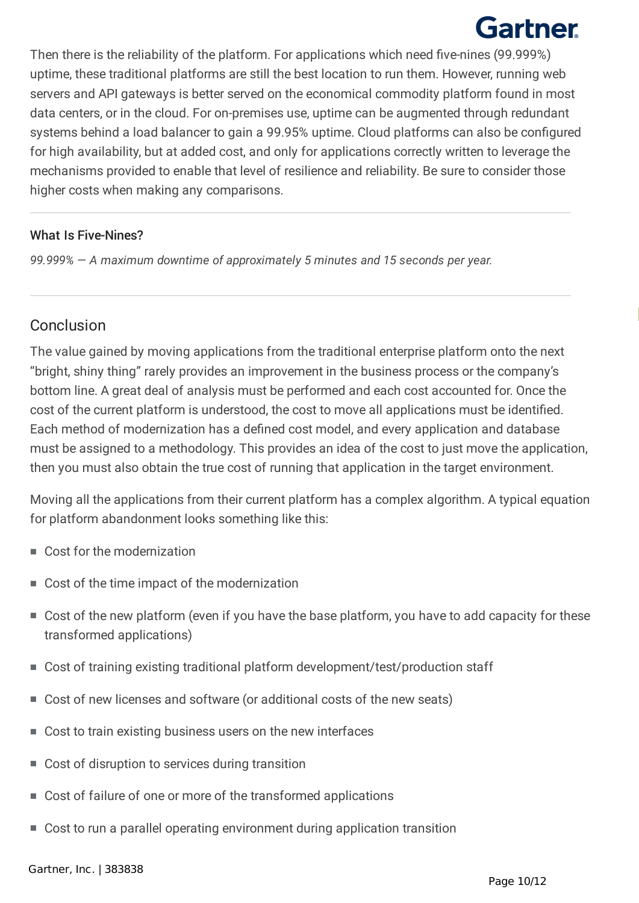Then there is the reliability of the platform. For applications which need five-nines (99.999%) uptime, these traditional platforms are still the best location to run them. However, running web servers and API gateways is better served on the economical commodity platform found in most data centers, or in the cloud. For on-premises use, uptime can be augmented through redundant systems behind a load balancer to gain a 99.95% uptime. Cloud platforms can also be configured for high availability, but at added cost, and only for applications correctly written to leverage the mechanisms provided to enable that level of resilience and reliability. Be sure to consider those higher costs when making any comparisons.

---

#### What Is Five-Nines?

*99.999% — A maximum downtime of approximately 5 minutes and 15 seconds per year.*

---

## Conclusion

The value gained by moving applications from the traditional enterprise platform onto the next "bright, shiny thing" rarely provides an improvement in the business process or the company's bottom line. A great deal of analysis must be performed and each cost accounted for. Once the cost of the current platform is understood, the cost to move all applications must be identified. Each method of modernization has a defined cost model, and every application and database must be assigned to a methodology. This provides an idea of the cost to just move the application, then you must also obtain the true cost of running that application in the target environment.

Moving all the applications from their current platform has a complex algorithm. A typical equation for platform abandonment looks something like this:

- Cost for the modernization
- Cost of the time impact of the modernization
- Cost of the new platform (even if you have the base platform, you have to add capacity for these transformed applications)
- Cost of training existing traditional platform development/test/production staff
- Cost of new licenses and software (or additional costs of the new seats)
- Cost to train existing business users on the new interfaces
- Cost of disruption to services during transition
- Cost of failure of one or more of the transformed applications
- Cost to run a parallel operating environment during application transition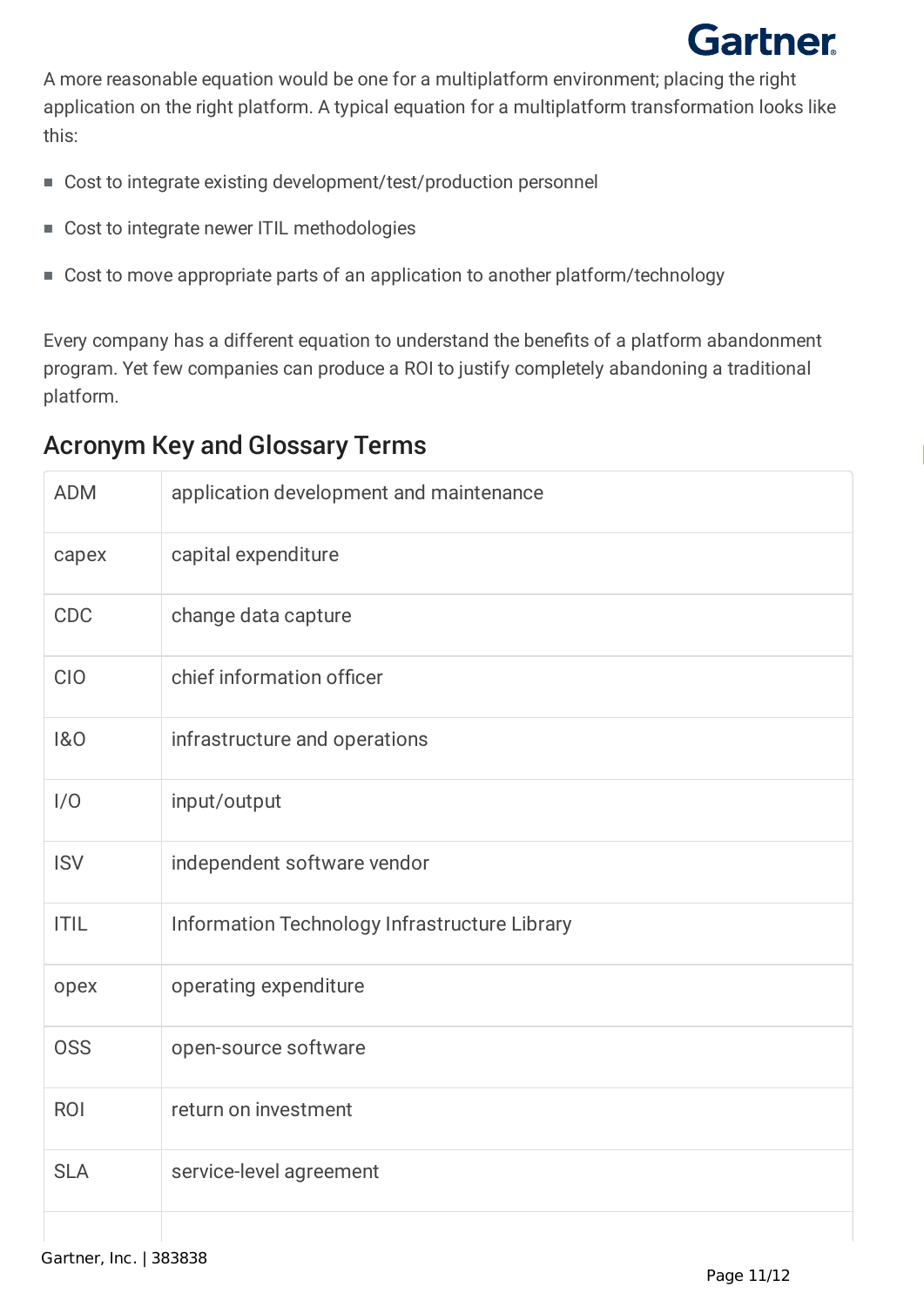A more reasonable equation would be one for a multiplatform environment; placing the right application on the right platform. A typical equation for a multiplatform transformation looks like this:

- Cost to integrate existing development/test/production personnel
- Cost to integrate newer ITIL methodologies
- Cost to move appropriate parts of an application to another platform/technology

Every company has a different equation to understand the benefits of a platform abandonment program. Yet few companies can produce a ROI to justify completely abandoning a traditional platform.

## Acronym Key and Glossary Terms

| | |
|---|---|
| ADM | application development and maintenance |
| capex | capital expenditure |
| CDC | change data capture |
| CIO | chief information officer |
| I&O | infrastructure and operations |
| I/O | input/output |
| ISV | independent software vendor |
| ITIL | Information Technology Infrastructure Library |
| opex | operating expenditure |
| OSS | open-source software |
| ROI | return on investment |
| SLA | service-level agreement |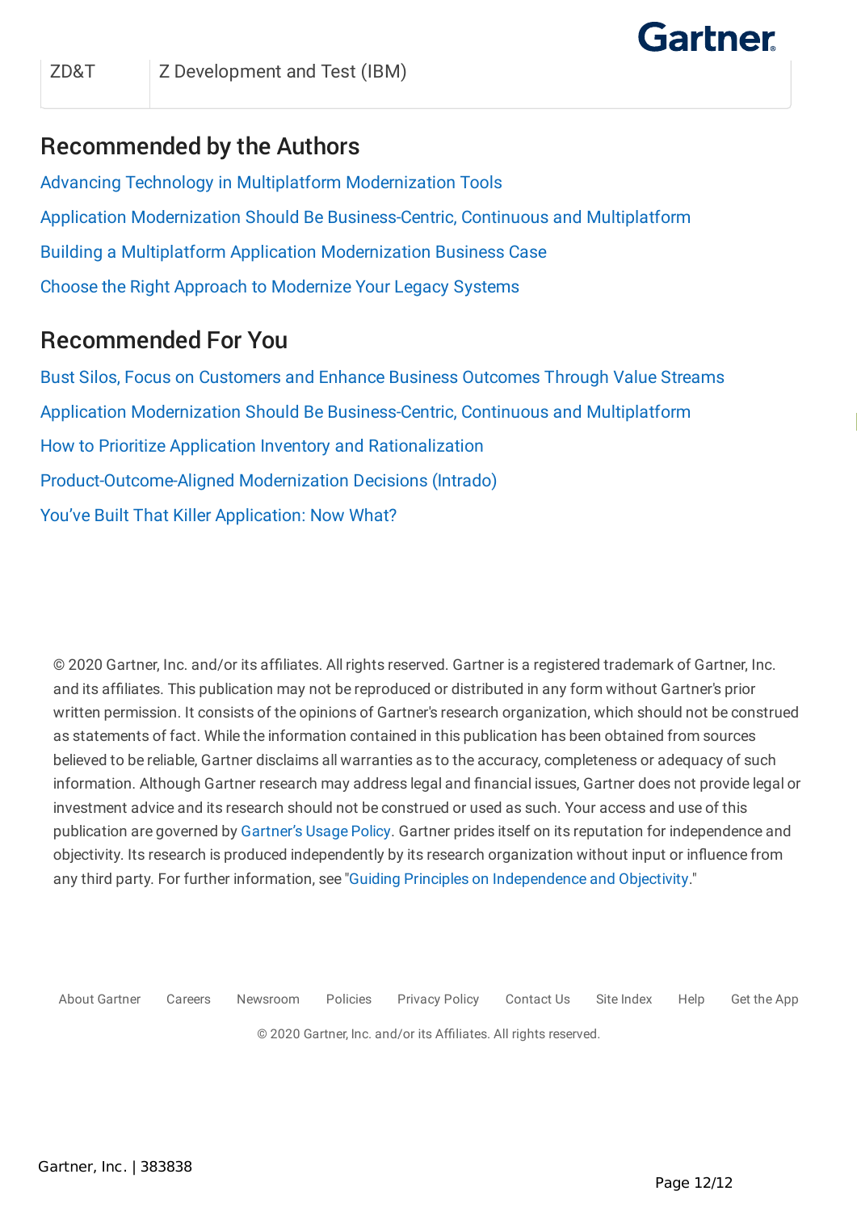| | |
|---|---|
| ZD&T | Z Development and Test (IBM) |

## Recommended by the Authors

Advancing Technology in Multiplatform Modernization Tools

Application Modernization Should Be Business-Centric, Continuous and Multiplatform

Building a Multiplatform Application Modernization Business Case

Choose the Right Approach to Modernize Your Legacy Systems

## Recommended For You

Bust Silos, Focus on Customers and Enhance Business Outcomes Through Value Streams

Application Modernization Should Be Business-Centric, Continuous and Multiplatform

How to Prioritize Application Inventory and Rationalization

Product-Outcome-Aligned Modernization Decisions (Intrado)

You've Built That Killer Application: Now What?

© 2020 Gartner, Inc. and/or its affiliates. All rights reserved. Gartner is a registered trademark of Gartner, Inc. and its affiliates. This publication may not be reproduced or distributed in any form without Gartner's prior written permission. It consists of the opinions of Gartner's research organization, which should not be construed as statements of fact. While the information contained in this publication has been obtained from sources believed to be reliable, Gartner disclaims all warranties as to the accuracy, completeness or adequacy of such information. Although Gartner research may address legal and financial issues, Gartner does not provide legal or investment advice and its research should not be construed or used as such. Your access and use of this publication are governed by Gartner's Usage Policy. Gartner prides itself on its reputation for independence and objectivity. Its research is produced independently by its research organization without input or influence from any third party. For further information, see "Guiding Principles on Independence and Objectivity."

About Gartner Careers Newsroom Policies Privacy Policy Contact Us Site Index Help Get the App

© 2020 Gartner, Inc. and/or its Affiliates. All rights reserved.